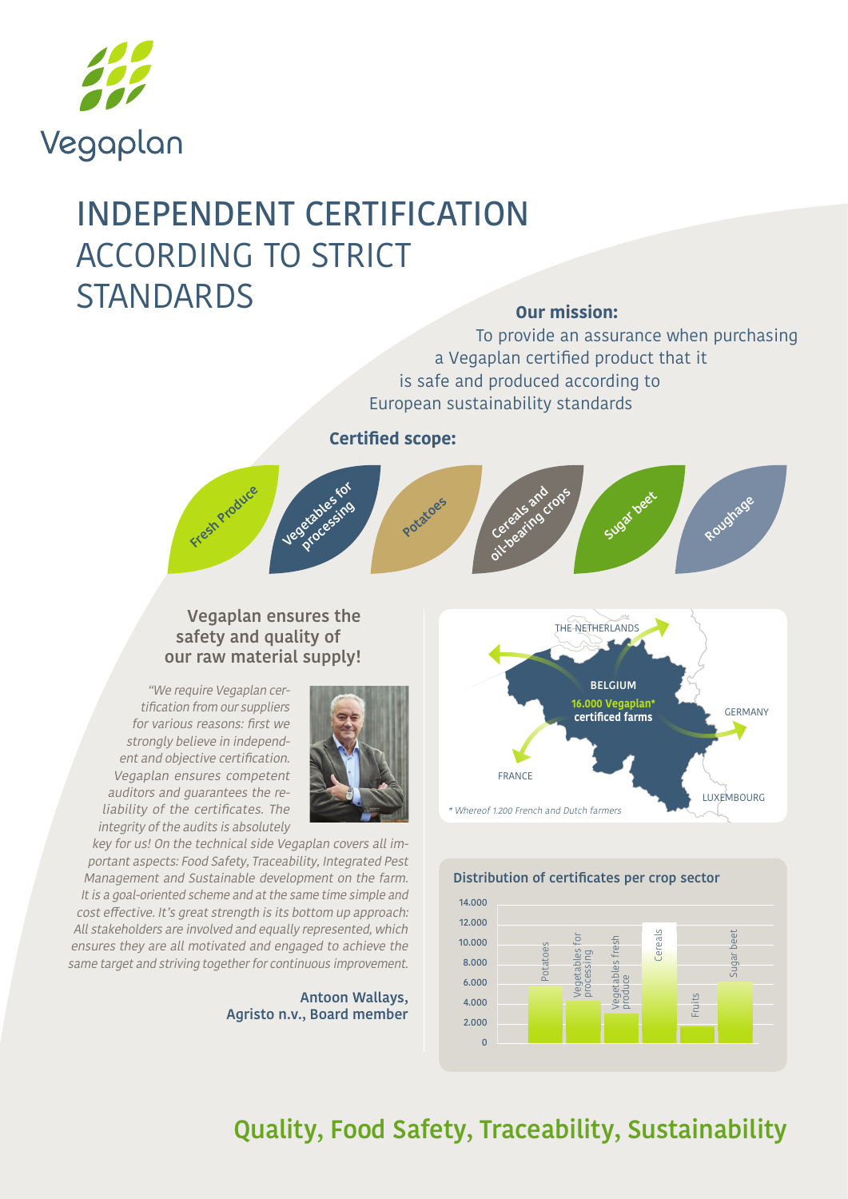Vegaplan

# INDEPENDENT CERTIFICATION ACCORDING TO STRICT STANDARDS

**Our mission:**

To provide an assurance when purchasing a Vegaplan certified product that it is safe and produced according to European sustainability standards

**Certified scope:**

- Fresh Produce
- Vegetables for processing
- Potatoes
- Cereals and oil-bearing crops
- Sugar beet
- Roughage

## Vegaplan ensures the safety and quality of our raw material supply!

*"We require Vegaplan certification from our suppliers for various reasons: first we strongly believe in independent and objective certification. Vegaplan ensures competent auditors and guarantees the reliability of the certificates. The integrity of the audits is absolutely key for us! On the technical side Vegaplan covers all important aspects: Food Safety, Traceability, Integrated Pest Management and Sustainable development on the farm. It is a goal-oriented scheme and at the same time simple and cost effective. It's great strength is its bottom up approach: All stakeholders are involved and equally represented, which ensures they are all motivated and engaged to achieve the same target and striving together for continuous improvement.*

**Antoon Wallays,**
**Agristo n.v., Board member**

THE NETHERLANDS
BELGIUM
**16.000 Vegaplan\* certificed farms**
GERMANY
FRANCE
LUXEMBOURG

*\* Whereof 1.200 French and Dutch farmers*

**Distribution of certificates per crop sector**

Crop sectors shown: Potatoes, Vegetables for processing, Vegetables fresh produce, Cereals, Fruits, Sugar beet (axis 0–14.000)

## Quality, Food Safety, Traceability, Sustainability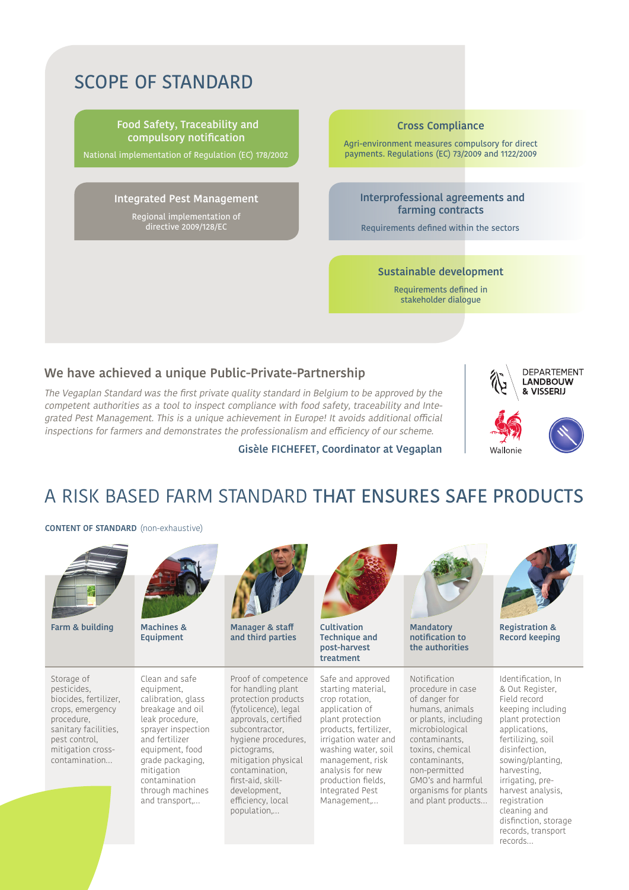# SCOPE OF STANDARD

**Food Safety, Traceability and compulsory notification**

National implementation of Regulation (EC) 178/2002

**Cross Compliance**

Agri-environment measures compulsory for direct payments. Regulations (EC) 73/2009 and 1122/2009

**Integrated Pest Management**

Regional implementation of directive 2009/128/EC

**Interprofessional agreements and farming contracts**

Requirements defined within the sectors

**Sustainable development**

Requirements defined in stakeholder dialogue

## We have achieved a unique Public-Private-Partnership

*The Vegaplan Standard was the first private quality standard in Belgium to be approved by the competent authorities as a tool to inspect compliance with food safety, traceability and Integrated Pest Management. This is a unique achievement in Europe! It avoids additional official inspections for farmers and demonstrates the professionalism and efficiency of our scheme.*

**Gisèle FICHEFET, Coordinator at Vegaplan**

DEPARTEMENT LANDBOUW & VISSERIJ

Wallonie

# A RISK BASED FARM STANDARD THAT ENSURES SAFE PRODUCTS

**CONTENT OF STANDARD** (non-exhaustive)

| Farm & building | Machines & Equipment | Manager & staff and third parties | Cultivation Technique and post-harvest treatment | Mandatory notification to the authorities | Registration & Record keeping |
|---|---|---|---|---|---|
| Storage of pesticides, biocides, fertilizer, crops, emergency procedure, sanitary facilities, pest control, mitigation cross-contamination... | Clean and safe equipment, calibration, glass breakage and oil leak procedure, sprayer inspection and fertilizer equipment, food grade packaging, mitigation contamination through machines and transport,... | Proof of competence for handling plant protection products (fytolicence), legal approvals, certified subcontractor, hygiene procedures, pictograms, mitigation physical contamination, first-aid, skill-development, efficiency, local population,... | Safe and approved starting material, crop rotation, application of plant protection products, fertilizer, irrigation water and washing water, soil management, risk analysis for new production fields, Integrated Pest Management,... | Notification procedure in case of danger for humans, animals or plants, including microbiological contaminants, toxins, chemical contaminants, non-permitted GMO's and harmful organisms for plants and plant products... | Identification, In & Out Register, Field record keeping including plant protection applications, fertilizing, soil disinfection, sowing/planting, harvesting, irrigating, pre-harvest analysis, registration cleaning and disfinction, storage records, transport records... |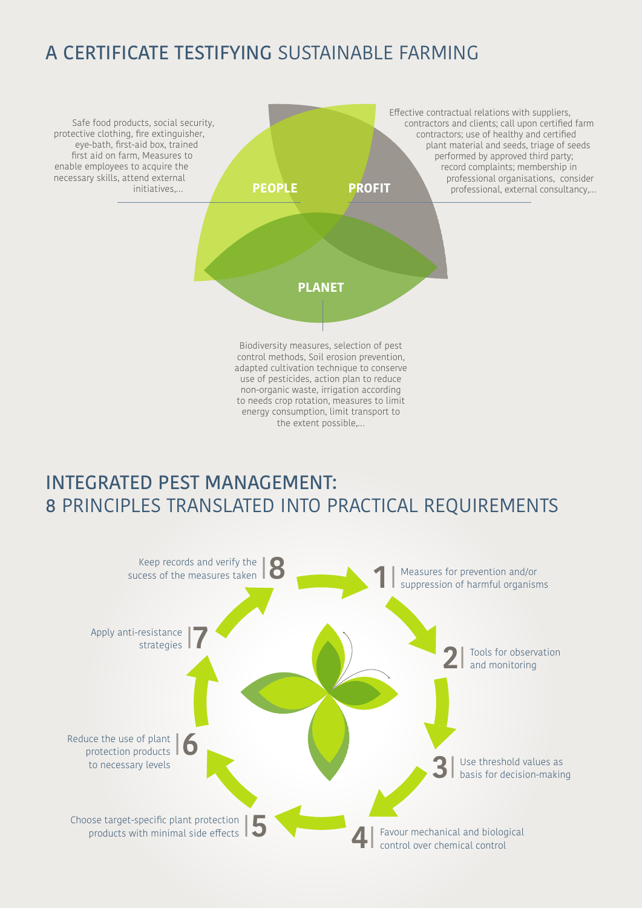# A CERTIFICATE TESTIFYING SUSTAINABLE FARMING

**PEOPLE**

Safe food products, social security, protective clothing, fire extinguisher, eye-bath, first-aid box, trained first aid on farm, Measures to enable employees to acquire the necessary skills, attend external initiatives,...

**PROFIT**

Effective contractual relations with suppliers, contractors and clients; call upon certified farm contractors; use of healthy and certified plant material and seeds, triage of seeds performed by approved third party; record complaints; membership in professional organisations, consider professional, external consultancy,...

**PLANET**

Biodiversity measures, selection of pest control methods, Soil erosion prevention, adapted cultivation technique to conserve use of pesticides, action plan to reduce non-organic waste, irrigation according to needs crop rotation, measures to limit energy consumption, limit transport to the extent possible,...

# INTEGRATED PEST MANAGEMENT: 8 PRINCIPLES TRANSLATED INTO PRACTICAL REQUIREMENTS

1. Measures for prevention and/or suppression of harmful organisms
2. Tools for observation and monitoring
3. Use threshold values as basis for decision-making
4. Favour mechanical and biological control over chemical control
5. Choose target-specific plant protection products with minimal side effects
6. Reduce the use of plant protection products to necessary levels
7. Apply anti-resistance strategies
8. Keep records and verify the sucess of the measures taken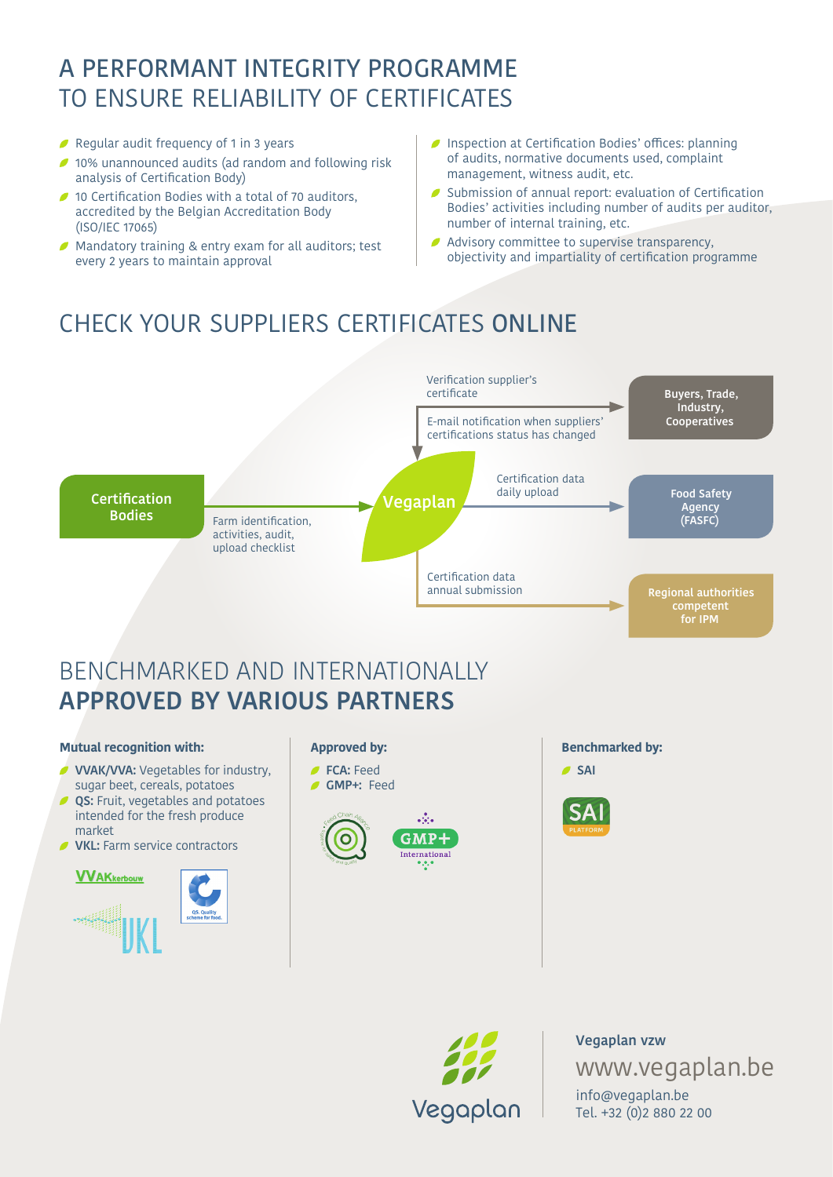# A PERFORMANT INTEGRITY PROGRAMME TO ENSURE RELIABILITY OF CERTIFICATES

- Regular audit frequency of 1 in 3 years
- 10% unannounced audits (ad random and following risk analysis of Certification Body)
- 10 Certification Bodies with a total of 70 auditors, accredited by the Belgian Accreditation Body (ISO/IEC 17065)
- Mandatory training & entry exam for all auditors; test every 2 years to maintain approval
- Inspection at Certification Bodies' offices: planning of audits, normative documents used, complaint management, witness audit, etc.
- Submission of annual report: evaluation of Certification Bodies' activities including number of audits per auditor, number of internal training, etc.
- Advisory committee to supervise transparency, objectivity and impartiality of certification programme

# CHECK YOUR SUPPLIERS CERTIFICATES **ONLINE**

Certification Bodies

Farm identification, activities, audit, upload checklist

Vegaplan

Verification supplier's certificate

E-mail notification when suppliers' certifications status has changed

Buyers, Trade, Industry, Cooperatives

Certification data daily upload

Food Safety Agency (FASFC)

Certification data annual submission

Regional authorities competent for IPM

# BENCHMARKED AND INTERNATIONALLY **APPROVED BY VARIOUS PARTNERS**

**Mutual recognition with:**

- **VVAK/VVA:** Vegetables for industry, sugar beet, cereals, potatoes
- **QS:** Fruit, vegetables and potatoes intended for the fresh produce market
- **VKL:** Farm service contractors

**Approved by:**

- **FCA:** Feed
- **GMP+:** Feed

**Benchmarked by:**

- **SAI**

**Vegaplan vzw**

www.vegaplan.be

info@vegaplan.be

Tel. +32 (0)2 880 22 00